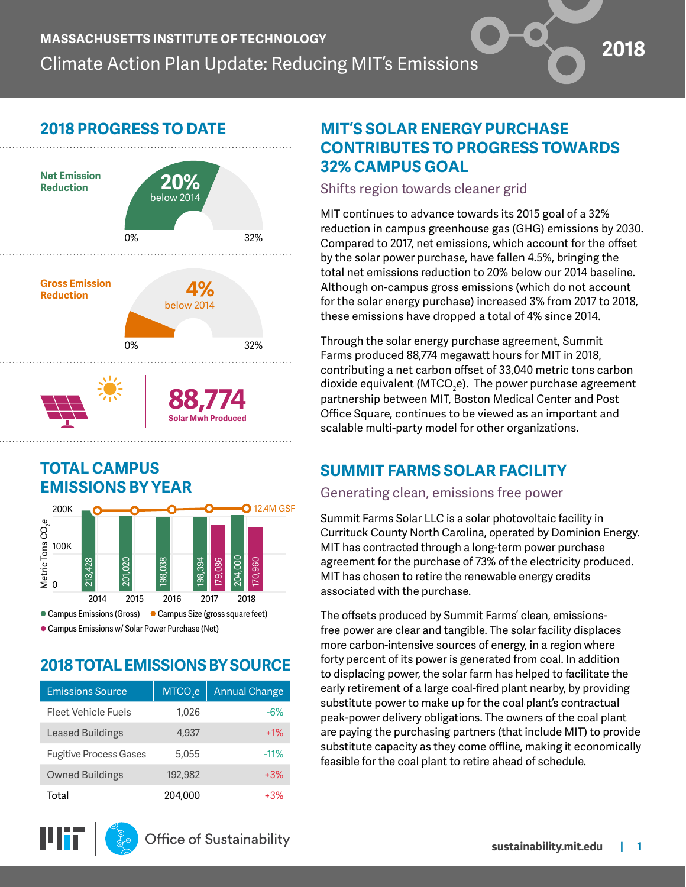MASSACHUSETTS INSTITUTE OF TECHNOLOGY

# Climate Action Plan Update: Reducing MIT's Emissions

2018

## 2018 PROGRESS TO DATE

**Net Emission Reduction**

20% below 2014

0% — 32%

**Gross Emission Reduction**

4% below 2014

0% — 32%

**88,774** Solar Mwh Produced

## TOTAL CAMPUS EMISSIONS BY YEAR

| Year | Campus Emissions (Gross) | Campus Emissions w/ Solar Power Purchase (Net) |
|---|---|---|
| 2014 | 213,428 | |
| 2015 | 201,020 | |
| 2016 | 198,038 | |
| 2017 | 198,394 | 179,086 |
| 2018 | 204,000 | 170,960 |

Metric Tons $CO_2e$; Campus Size (gross square feet): 12.4M GSF

● Campus Emissions (Gross) ● Campus Size (gross square feet)
● Campus Emissions w/ Solar Power Purchase (Net)

## 2018 TOTAL EMISSIONS BY SOURCE

| Emissions Source | $MTCO_2e$ | Annual Change |
|---|---|---|
| Fleet Vehicle Fuels | 1,026 | -6% |
| Leased Buildings | 4,937 | +1% |
| Fugitive Process Gases | 5,055 | -11% |
| Owned Buildings | 192,982 | +3% |
| Total | 204,000 | +3% |

## MIT'S SOLAR ENERGY PURCHASE CONTRIBUTES TO PROGRESS TOWARDS 32% CAMPUS GOAL

### Shifts region towards cleaner grid

MIT continues to advance towards its 2015 goal of a 32% reduction in campus greenhouse gas (GHG) emissions by 2030. Compared to 2017, net emissions, which account for the offset by the solar power purchase, have fallen 4.5%, bringing the total net emissions reduction to 20% below our 2014 baseline. Although on-campus gross emissions (which do not account for the solar energy purchase) increased 3% from 2017 to 2018, these emissions have dropped a total of 4% since 2014.

Through the solar energy purchase agreement, Summit Farms produced 88,774 megawatt hours for MIT in 2018, contributing a net carbon offset of 33,040 metric tons carbon dioxide equivalent ($MTCO_2e$). The power purchase agreement partnership between MIT, Boston Medical Center and Post Office Square, continues to be viewed as an important and scalable multi-party model for other organizations.

## SUMMIT FARMS SOLAR FACILITY

### Generating clean, emissions free power

Summit Farms Solar LLC is a solar photovoltaic facility in Currituck County North Carolina, operated by Dominion Energy. MIT has contracted through a long-term power purchase agreement for the purchase of 73% of the electricity produced. MIT has chosen to retire the renewable energy credits associated with the purchase.

The offsets produced by Summit Farms' clean, emissions-free power are clear and tangible. The solar facility displaces more carbon-intensive sources of energy, in a region where forty percent of its power is generated from coal. In addition to displacing power, the solar farm has helped to facilitate the early retirement of a large coal-fired plant nearby, by providing substitute power to make up for the coal plant's contractual peak-power delivery obligations. The owners of the coal plant are paying the purchasing partners (that include MIT) to provide substitute capacity as they come offline, making it economically feasible for the coal plant to retire ahead of schedule.

MIT Office of Sustainability

sustainability.mit.edu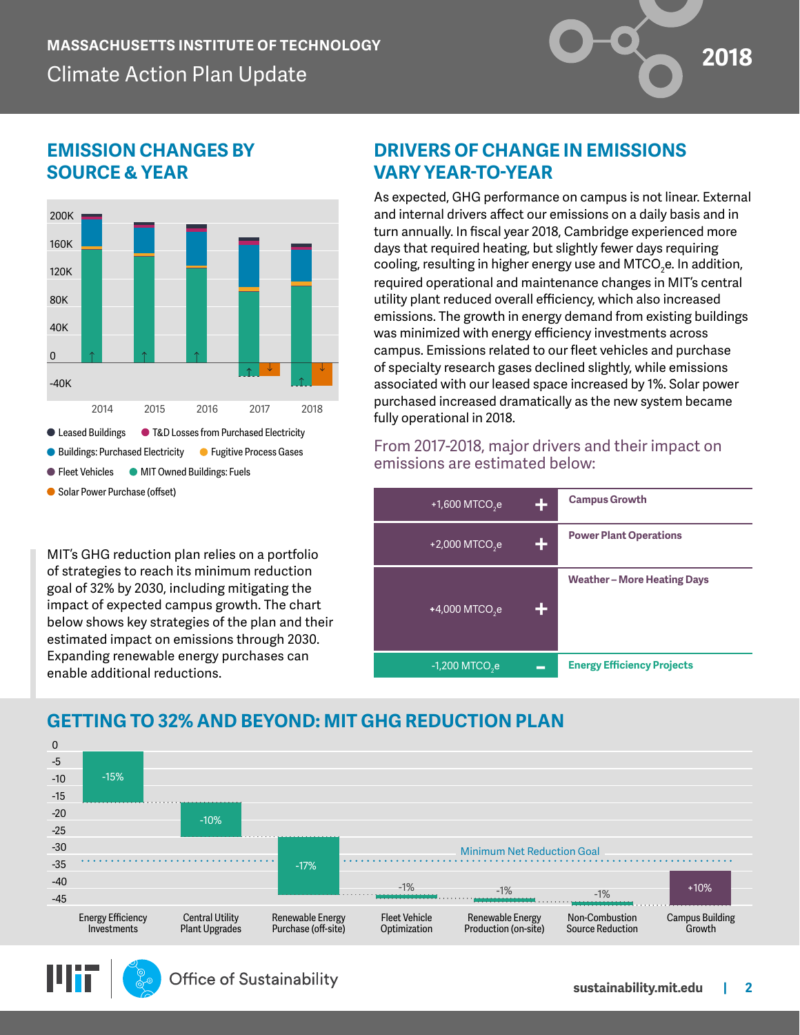MASSACHUSETTS INSTITUTE OF TECHNOLOGY

Climate Action Plan Update

2018

## EMISSION CHANGES BY SOURCE & YEAR

200K
160K
120K
80K
40K
0
-40K

2014 2015 2016 2017 2018

Leased Buildings
T&D Losses from Purchased Electricity
Buildings: Purchased Electricity
Fugitive Process Gases
Fleet Vehicles
MIT Owned Buildings: Fuels
Solar Power Purchase (offset)

MIT's GHG reduction plan relies on a portfolio of strategies to reach its minimum reduction goal of 32% by 2030, including mitigating the impact of expected campus growth. The chart below shows key strategies of the plan and their estimated impact on emissions through 2030. Expanding renewable energy purchases can enable additional reductions.

## DRIVERS OF CHANGE IN EMISSIONS VARY YEAR-TO-YEAR

As expected, GHG performance on campus is not linear. External and internal drivers affect our emissions on a daily basis and in turn annually. In fiscal year 2018, Cambridge experienced more days that required heating, but slightly fewer days requiring cooling, resulting in higher energy use and $MTCO_2e$. In addition, required operational and maintenance changes in MIT's central utility plant reduced overall efficiency, which also increased emissions. The growth in energy demand from existing buildings was minimized with energy efficiency investments across campus. Emissions related to our fleet vehicles and purchase of specialty research gases declined slightly, while emissions associated with our leased space increased by 1%. Solar power purchased increased dramatically as the new system became fully operational in 2018.

### From 2017-2018, major drivers and their impact on emissions are estimated below:

| | | |
|---|---|---|
| +1,600 $MTCO_2e$ | + | **Campus Growth** |
| +2,000 $MTCO_2e$ | + | **Power Plant Operations** |
| +4,000 $MTCO_2e$ | + | **Weather – More Heating Days** |
| -1,200 $MTCO_2e$ | – | **Energy Efficiency Projects** |

## GETTING TO 32% AND BEYOND: MIT GHG REDUCTION PLAN

0
-5
-10
-15
-20
-25
-30
-35
-40
-45

Minimum Net Reduction Goal

-15% Energy Efficiency Investments
-10% Central Utility Plant Upgrades
-17% Renewable Energy Purchase (off-site)
-1% Fleet Vehicle Optimization
-1% Renewable Energy Production (on-site)
-1% Non-Combustion Source Reduction
+10% Campus Building Growth

Office of Sustainability

sustainability.mit.edu